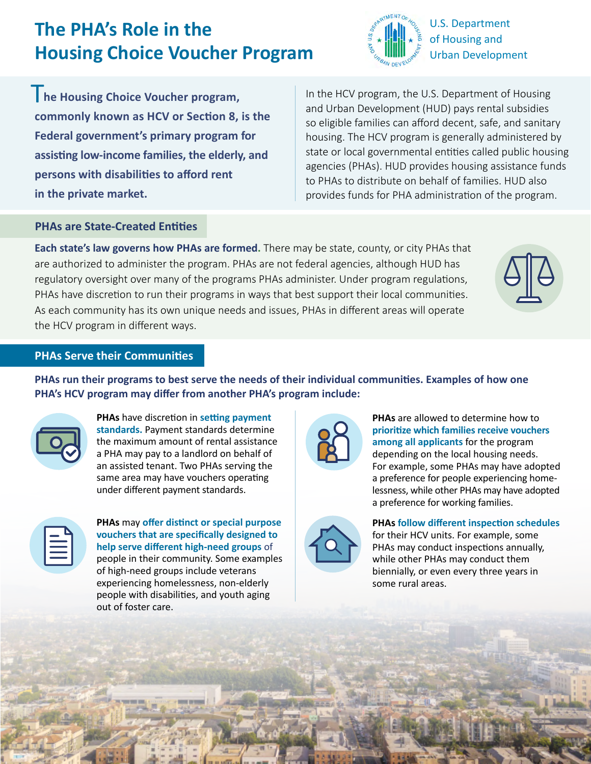# The PHA's Role in the Housing Choice Voucher Program

U.S. Department of Housing and Urban Development

**The Housing Choice Voucher program, commonly known as HCV or Section 8, is the Federal government's primary program for assisting low-income families, the elderly, and persons with disabilities to afford rent in the private market.**

In the HCV program, the U.S. Department of Housing and Urban Development (HUD) pays rental subsidies so eligible families can afford decent, safe, and sanitary housing. The HCV program is generally administered by state or local governmental entities called public housing agencies (PHAs). HUD provides housing assistance funds to PHAs to distribute on behalf of families. HUD also provides funds for PHA administration of the program.

## PHAs are State-Created Entities

**Each state's law governs how PHAs are formed.** There may be state, county, or city PHAs that are authorized to administer the program. PHAs are not federal agencies, although HUD has regulatory oversight over many of the programs PHAs administer. Under program regulations, PHAs have discretion to run their programs in ways that best support their local communities. As each community has its own unique needs and issues, PHAs in different areas will operate the HCV program in different ways.

## PHAs Serve their Communities

**PHAs run their programs to best serve the needs of their individual communities. Examples of how one PHA's HCV program may differ from another PHA's program include:**

**PHAs** have discretion in **setting payment standards.** Payment standards determine the maximum amount of rental assistance a PHA may pay to a landlord on behalf of an assisted tenant. Two PHAs serving the same area may have vouchers operating under different payment standards.

**PHAs** may **offer distinct or special purpose vouchers that are specifically designed to help serve different high-need groups** of people in their community. Some examples of high-need groups include veterans experiencing homelessness, non-elderly people with disabilities, and youth aging out of foster care.

**PHAs** are allowed to determine how to **prioritize which families receive vouchers among all applicants** for the program depending on the local housing needs. For example, some PHAs may have adopted a preference for people experiencing homelessness, while other PHAs may have adopted a preference for working families.

**PHAs follow different inspection schedules** for their HCV units. For example, some PHAs may conduct inspections annually, while other PHAs may conduct them biennially, or even every three years in some rural areas.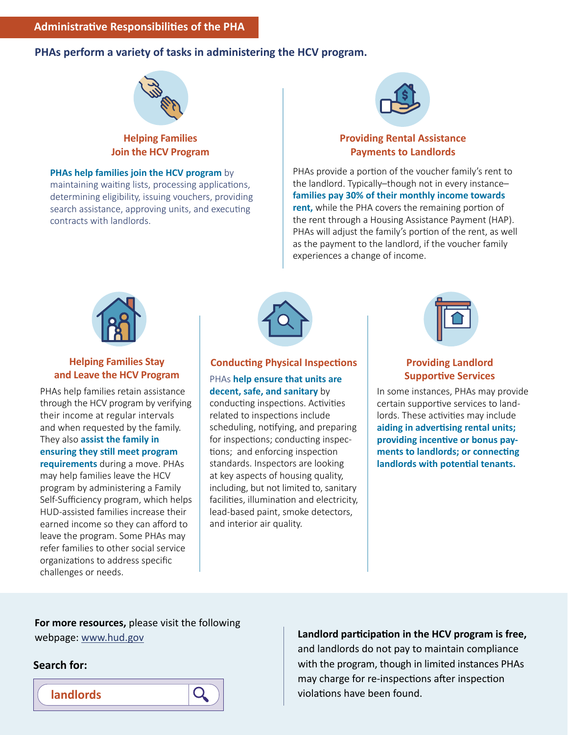## Administrative Responsibilities of the PHA

**PHAs perform a variety of tasks in administering the HCV program.**

### Helping Families Join the HCV Program

**PHAs help families join the HCV program** by maintaining waiting lists, processing applications, determining eligibility, issuing vouchers, providing search assistance, approving units, and executing contracts with landlords.

### Providing Rental Assistance Payments to Landlords

PHAs provide a portion of the voucher family's rent to the landlord. Typically–though not in every instance–**families pay 30% of their monthly income towards rent,** while the PHA covers the remaining portion of the rent through a Housing Assistance Payment (HAP). PHAs will adjust the family's portion of the rent, as well as the payment to the landlord, if the voucher family experiences a change of income.

### Helping Families Stay and Leave the HCV Program

PHAs help families retain assistance through the HCV program by verifying their income at regular intervals and when requested by the family. They also **assist the family in ensuring they still meet program requirements** during a move. PHAs may help families leave the HCV program by administering a Family Self-Sufficiency program, which helps HUD-assisted families increase their earned income so they can afford to leave the program. Some PHAs may refer families to other social service organizations to address specific challenges or needs.

### Conducting Physical Inspections

PHAs **help ensure that units are decent, safe, and sanitary** by conducting inspections. Activities related to inspections include scheduling, notifying, and preparing for inspections; conducting inspections; and enforcing inspection standards. Inspectors are looking at key aspects of housing quality, including, but not limited to, sanitary facilities, illumination and electricity, lead-based paint, smoke detectors, and interior air quality.

### Providing Landlord Supportive Services

In some instances, PHAs may provide certain supportive services to landlords. These activities may include **aiding in advertising rental units; providing incentive or bonus payments to landlords; or connecting landlords with potential tenants.**

**For more resources,** please visit the following webpage: www.hud.gov

**Search for:**

landlords

**Landlord participation in the HCV program is free,** and landlords do not pay to maintain compliance with the program, though in limited instances PHAs may charge for re-inspections after inspection violations have been found.